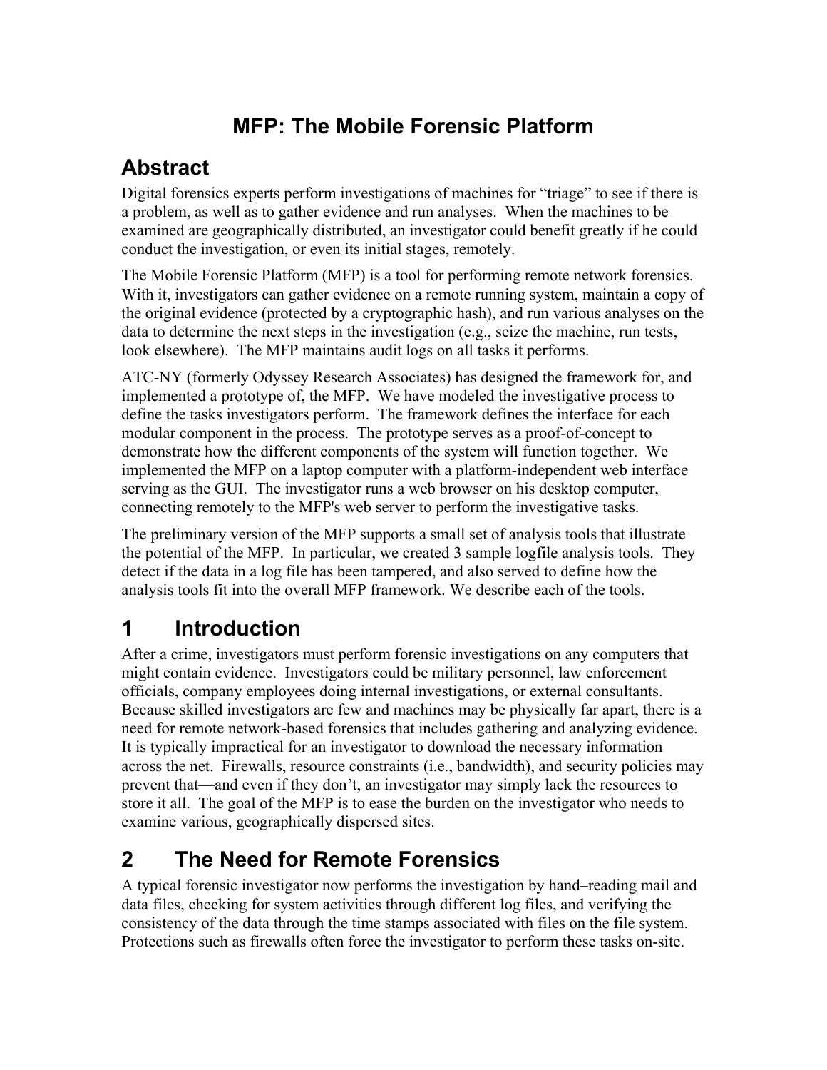# MFP: The Mobile Forensic Platform

## Abstract

Digital forensics experts perform investigations of machines for "triage" to see if there is a problem, as well as to gather evidence and run analyses. When the machines to be examined are geographically distributed, an investigator could benefit greatly if he could conduct the investigation, or even its initial stages, remotely.

The Mobile Forensic Platform (MFP) is a tool for performing remote network forensics. With it, investigators can gather evidence on a remote running system, maintain a copy of the original evidence (protected by a cryptographic hash), and run various analyses on the data to determine the next steps in the investigation (e.g., seize the machine, run tests, look elsewhere). The MFP maintains audit logs on all tasks it performs.

ATC-NY (formerly Odyssey Research Associates) has designed the framework for, and implemented a prototype of, the MFP. We have modeled the investigative process to define the tasks investigators perform. The framework defines the interface for each modular component in the process. The prototype serves as a proof-of-concept to demonstrate how the different components of the system will function together. We implemented the MFP on a laptop computer with a platform-independent web interface serving as the GUI. The investigator runs a web browser on his desktop computer, connecting remotely to the MFP's web server to perform the investigative tasks.

The preliminary version of the MFP supports a small set of analysis tools that illustrate the potential of the MFP. In particular, we created 3 sample logfile analysis tools. They detect if the data in a log file has been tampered, and also served to define how the analysis tools fit into the overall MFP framework. We describe each of the tools.

## 1 Introduction

After a crime, investigators must perform forensic investigations on any computers that might contain evidence. Investigators could be military personnel, law enforcement officials, company employees doing internal investigations, or external consultants. Because skilled investigators are few and machines may be physically far apart, there is a need for remote network-based forensics that includes gathering and analyzing evidence. It is typically impractical for an investigator to download the necessary information across the net. Firewalls, resource constraints (i.e., bandwidth), and security policies may prevent that—and even if they don't, an investigator may simply lack the resources to store it all. The goal of the MFP is to ease the burden on the investigator who needs to examine various, geographically dispersed sites.

## 2 The Need for Remote Forensics

A typical forensic investigator now performs the investigation by hand–reading mail and data files, checking for system activities through different log files, and verifying the consistency of the data through the time stamps associated with files on the file system. Protections such as firewalls often force the investigator to perform these tasks on-site.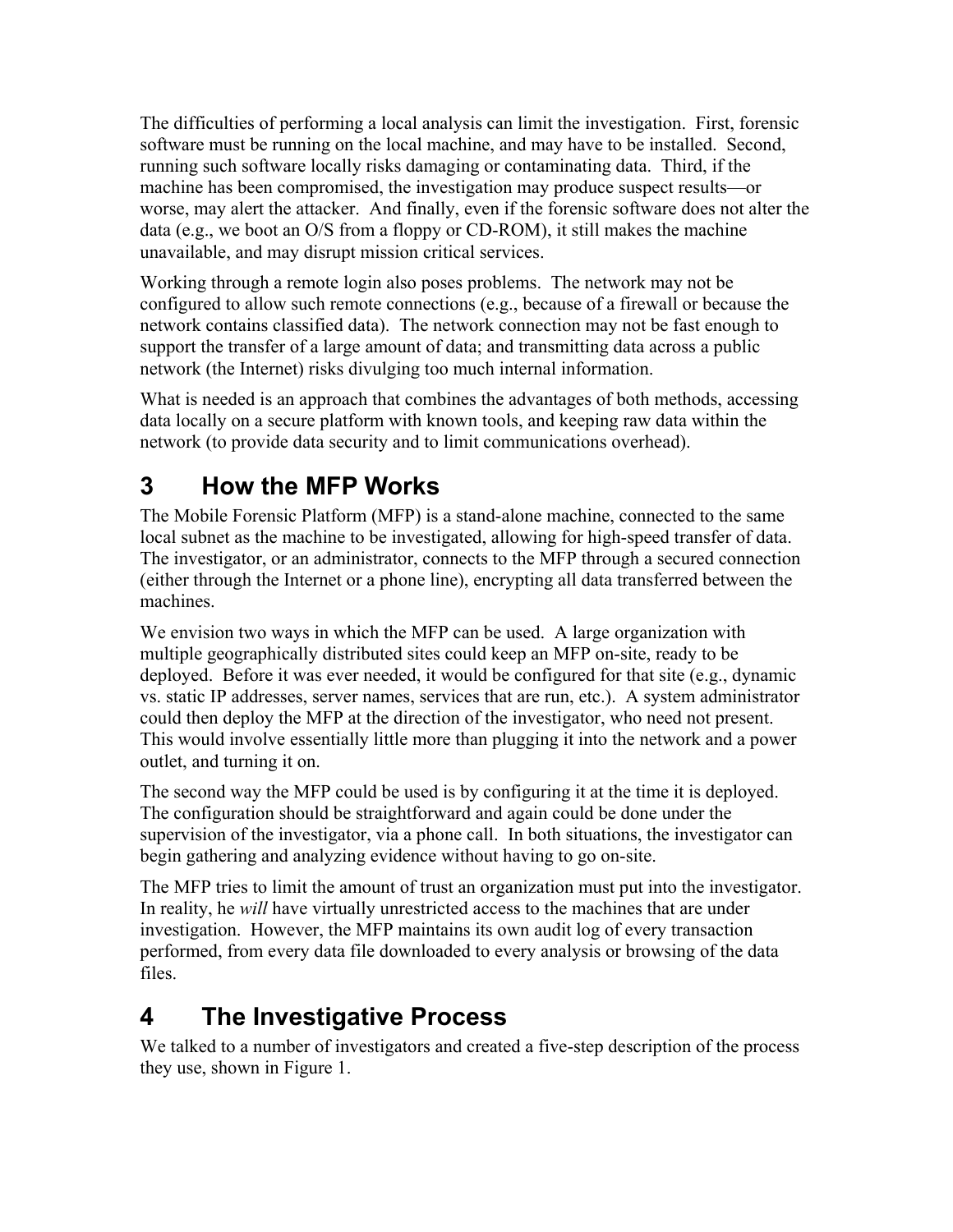The difficulties of performing a local analysis can limit the investigation. First, forensic software must be running on the local machine, and may have to be installed. Second, running such software locally risks damaging or contaminating data. Third, if the machine has been compromised, the investigation may produce suspect results—or worse, may alert the attacker. And finally, even if the forensic software does not alter the data (e.g., we boot an O/S from a floppy or CD-ROM), it still makes the machine unavailable, and may disrupt mission critical services.

Working through a remote login also poses problems. The network may not be configured to allow such remote connections (e.g., because of a firewall or because the network contains classified data). The network connection may not be fast enough to support the transfer of a large amount of data; and transmitting data across a public network (the Internet) risks divulging too much internal information.

What is needed is an approach that combines the advantages of both methods, accessing data locally on a secure platform with known tools, and keeping raw data within the network (to provide data security and to limit communications overhead).

# 3 How the MFP Works

The Mobile Forensic Platform (MFP) is a stand-alone machine, connected to the same local subnet as the machine to be investigated, allowing for high-speed transfer of data. The investigator, or an administrator, connects to the MFP through a secured connection (either through the Internet or a phone line), encrypting all data transferred between the machines.

We envision two ways in which the MFP can be used. A large organization with multiple geographically distributed sites could keep an MFP on-site, ready to be deployed. Before it was ever needed, it would be configured for that site (e.g., dynamic vs. static IP addresses, server names, services that are run, etc.). A system administrator could then deploy the MFP at the direction of the investigator, who need not present. This would involve essentially little more than plugging it into the network and a power outlet, and turning it on.

The second way the MFP could be used is by configuring it at the time it is deployed. The configuration should be straightforward and again could be done under the supervision of the investigator, via a phone call. In both situations, the investigator can begin gathering and analyzing evidence without having to go on-site.

The MFP tries to limit the amount of trust an organization must put into the investigator. In reality, he *will* have virtually unrestricted access to the machines that are under investigation. However, the MFP maintains its own audit log of every transaction performed, from every data file downloaded to every analysis or browsing of the data files.

# 4 The Investigative Process

We talked to a number of investigators and created a five-step description of the process they use, shown in Figure 1.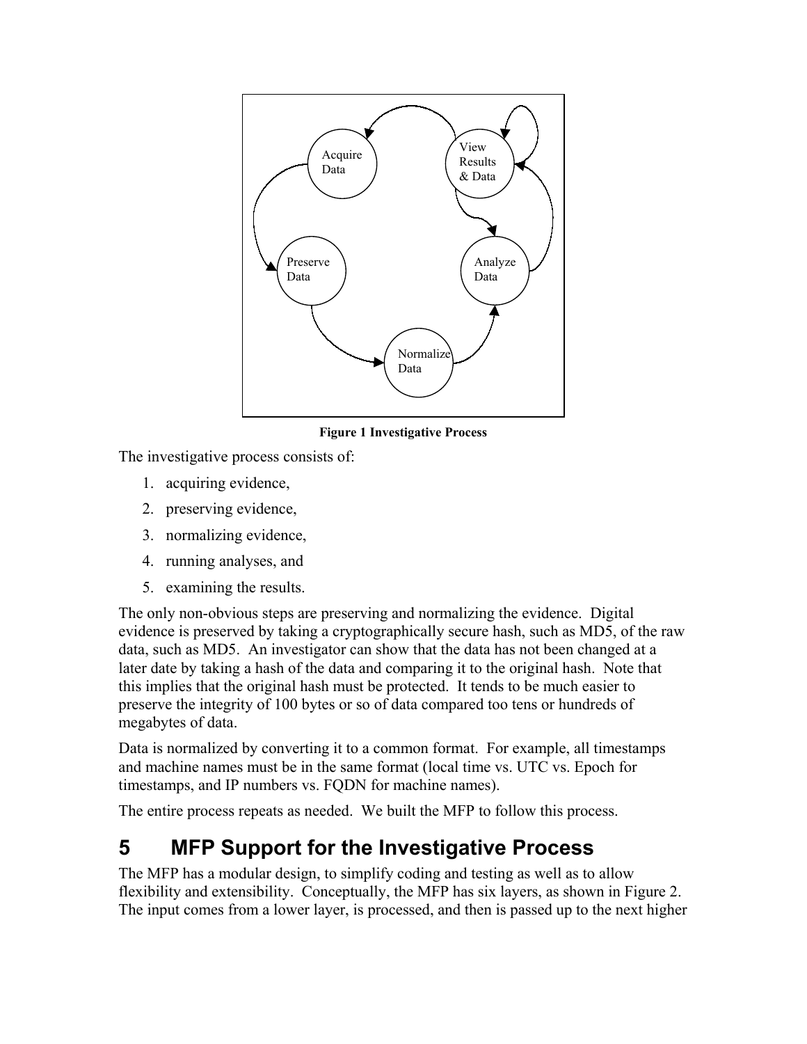Figure 1 Investigative Process

The investigative process consists of:

1. acquiring evidence,
2. preserving evidence,
3. normalizing evidence,
4. running analyses, and
5. examining the results.

The only non-obvious steps are preserving and normalizing the evidence. Digital evidence is preserved by taking a cryptographically secure hash, such as MD5, of the raw data, such as MD5. An investigator can show that the data has not been changed at a later date by taking a hash of the data and comparing it to the original hash. Note that this implies that the original hash must be protected. It tends to be much easier to preserve the integrity of 100 bytes or so of data compared too tens or hundreds of megabytes of data.

Data is normalized by converting it to a common format. For example, all timestamps and machine names must be in the same format (local time vs. UTC vs. Epoch for timestamps, and IP numbers vs. FQDN for machine names).

The entire process repeats as needed. We built the MFP to follow this process.

# 5 MFP Support for the Investigative Process

The MFP has a modular design, to simplify coding and testing as well as to allow flexibility and extensibility. Conceptually, the MFP has six layers, as shown in Figure 2. The input comes from a lower layer, is processed, and then is passed up to the next higher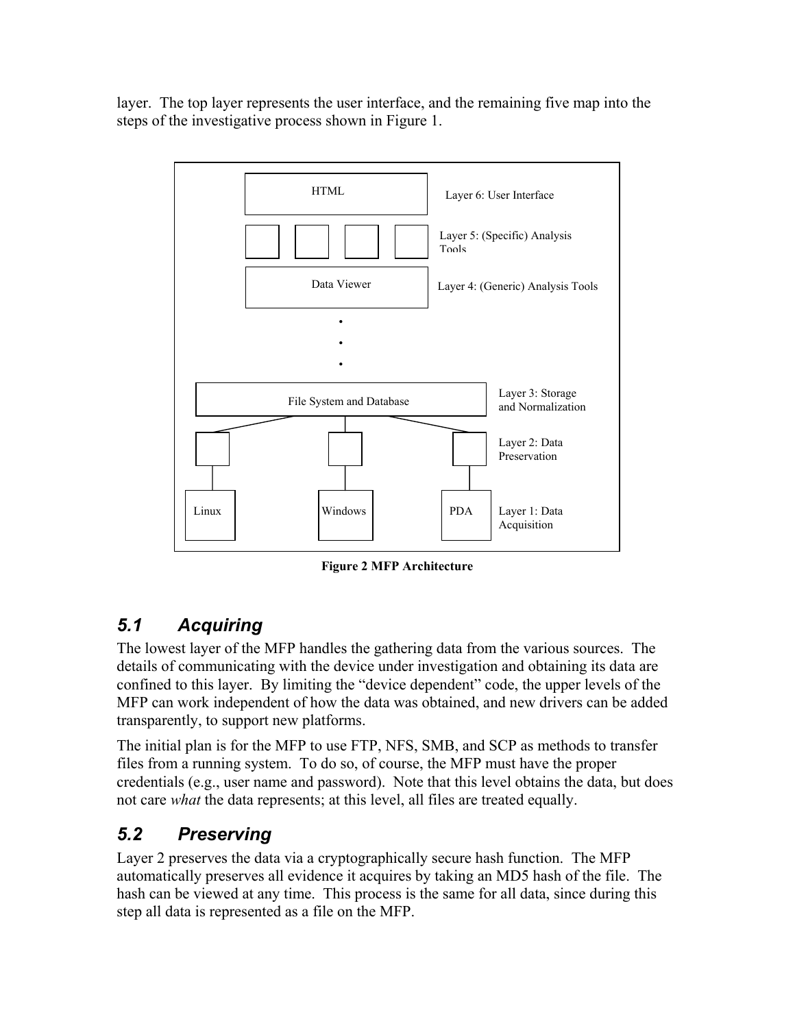layer. The top layer represents the user interface, and the remaining five map into the steps of the investigative process shown in Figure 1.

HTML — Layer 6: User Interface

Layer 5: (Specific) Analysis Tools

Data Viewer — Layer 4: (Generic) Analysis Tools

File System and Database — Layer 3: Storage and Normalization

Layer 2: Data Preservation

Linux, Windows, PDA — Layer 1: Data Acquisition

**Figure 2 MFP Architecture**

## 5.1 Acquiring

The lowest layer of the MFP handles the gathering data from the various sources. The details of communicating with the device under investigation and obtaining its data are confined to this layer. By limiting the "device dependent" code, the upper levels of the MFP can work independent of how the data was obtained, and new drivers can be added transparently, to support new platforms.

The initial plan is for the MFP to use FTP, NFS, SMB, and SCP as methods to transfer files from a running system. To do so, of course, the MFP must have the proper credentials (e.g., user name and password). Note that this level obtains the data, but does not care *what* the data represents; at this level, all files are treated equally.

## 5.2 Preserving

Layer 2 preserves the data via a cryptographically secure hash function. The MFP automatically preserves all evidence it acquires by taking an MD5 hash of the file. The hash can be viewed at any time. This process is the same for all data, since during this step all data is represented as a file on the MFP.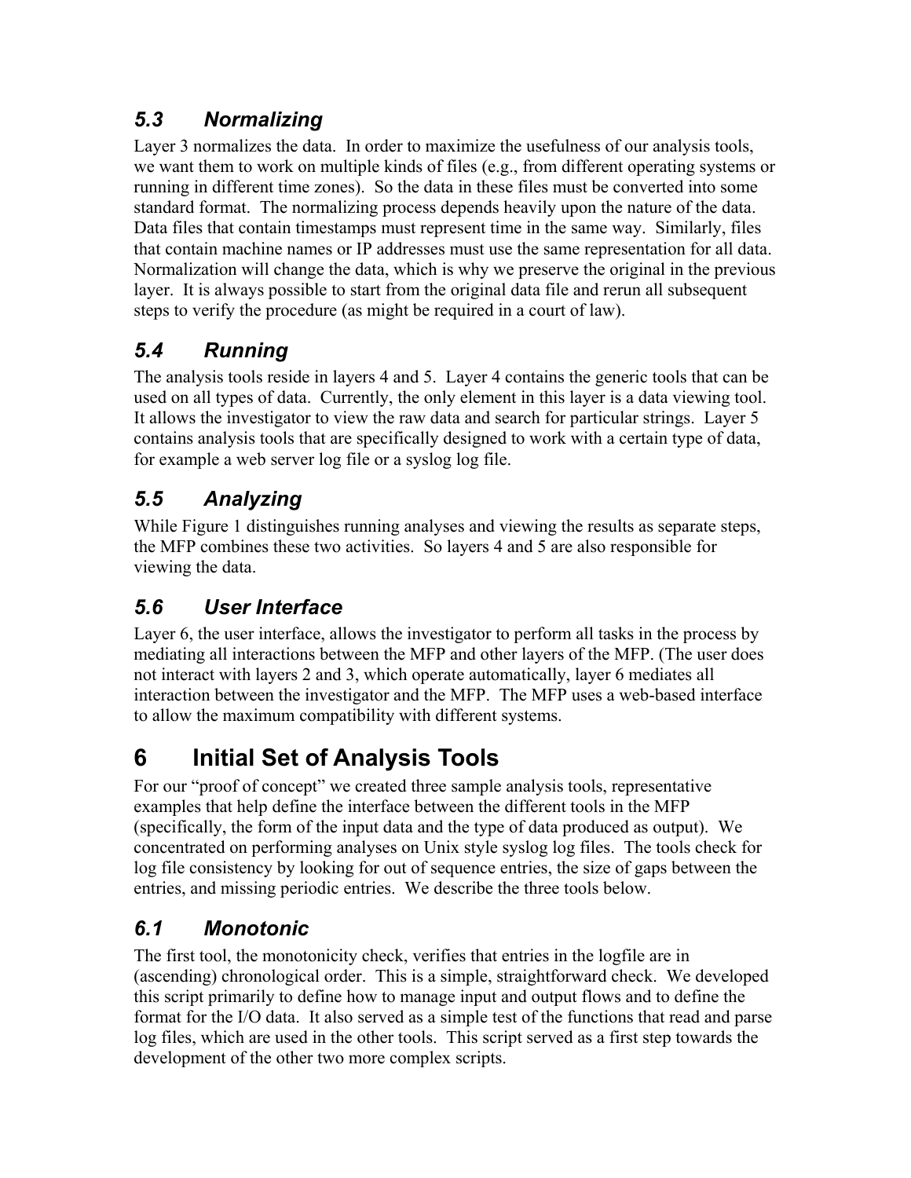### 5.3 Normalizing

Layer 3 normalizes the data. In order to maximize the usefulness of our analysis tools, we want them to work on multiple kinds of files (e.g., from different operating systems or running in different time zones). So the data in these files must be converted into some standard format. The normalizing process depends heavily upon the nature of the data. Data files that contain timestamps must represent time in the same way. Similarly, files that contain machine names or IP addresses must use the same representation for all data. Normalization will change the data, which is why we preserve the original in the previous layer. It is always possible to start from the original data file and rerun all subsequent steps to verify the procedure (as might be required in a court of law).

### 5.4 Running

The analysis tools reside in layers 4 and 5. Layer 4 contains the generic tools that can be used on all types of data. Currently, the only element in this layer is a data viewing tool. It allows the investigator to view the raw data and search for particular strings. Layer 5 contains analysis tools that are specifically designed to work with a certain type of data, for example a web server log file or a syslog log file.

### 5.5 Analyzing

While Figure 1 distinguishes running analyses and viewing the results as separate steps, the MFP combines these two activities. So layers 4 and 5 are also responsible for viewing the data.

### 5.6 User Interface

Layer 6, the user interface, allows the investigator to perform all tasks in the process by mediating all interactions between the MFP and other layers of the MFP. (The user does not interact with layers 2 and 3, which operate automatically, layer 6 mediates all interaction between the investigator and the MFP. The MFP uses a web-based interface to allow the maximum compatibility with different systems.

## 6 Initial Set of Analysis Tools

For our "proof of concept" we created three sample analysis tools, representative examples that help define the interface between the different tools in the MFP (specifically, the form of the input data and the type of data produced as output). We concentrated on performing analyses on Unix style syslog log files. The tools check for log file consistency by looking for out of sequence entries, the size of gaps between the entries, and missing periodic entries. We describe the three tools below.

### 6.1 Monotonic

The first tool, the monotonicity check, verifies that entries in the logfile are in (ascending) chronological order. This is a simple, straightforward check. We developed this script primarily to define how to manage input and output flows and to define the format for the I/O data. It also served as a simple test of the functions that read and parse log files, which are used in the other tools. This script served as a first step towards the development of the other two more complex scripts.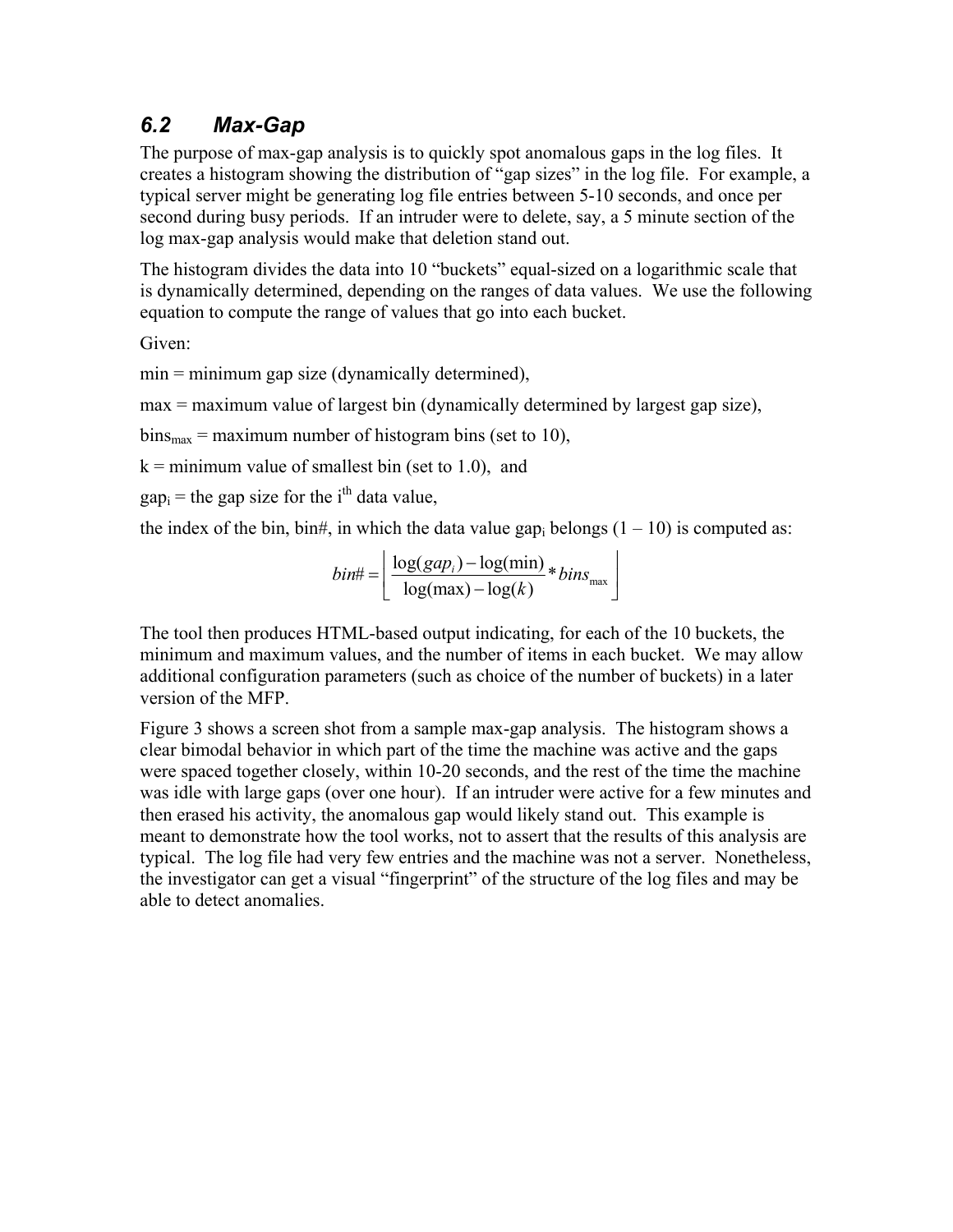## *6.2 Max-Gap*

The purpose of max-gap analysis is to quickly spot anomalous gaps in the log files. It creates a histogram showing the distribution of "gap sizes" in the log file. For example, a typical server might be generating log file entries between 5-10 seconds, and once per second during busy periods. If an intruder were to delete, say, a 5 minute section of the log max-gap analysis would make that deletion stand out.

The histogram divides the data into 10 "buckets" equal-sized on a logarithmic scale that is dynamically determined, depending on the ranges of data values. We use the following equation to compute the range of values that go into each bucket.

Given:

min = minimum gap size (dynamically determined),

max = maximum value of largest bin (dynamically determined by largest gap size),

$bins_{max}$ = maximum number of histogram bins (set to 10),

k = minimum value of smallest bin (set to 1.0), and

$gap_i$ = the gap size for the $i^{th}$ data value,

the index of the bin, bin#, in which the data value $gap_i$ belongs (1 – 10) is computed as:

$$bin\# = \left\lfloor \frac{\log(gap_i) - \log(\min)}{\log(\max) - \log(k)} * bins_{\max} \right\rfloor$$

The tool then produces HTML-based output indicating, for each of the 10 buckets, the minimum and maximum values, and the number of items in each bucket. We may allow additional configuration parameters (such as choice of the number of buckets) in a later version of the MFP.

Figure 3 shows a screen shot from a sample max-gap analysis. The histogram shows a clear bimodal behavior in which part of the time the machine was active and the gaps were spaced together closely, within 10-20 seconds, and the rest of the time the machine was idle with large gaps (over one hour). If an intruder were active for a few minutes and then erased his activity, the anomalous gap would likely stand out. This example is meant to demonstrate how the tool works, not to assert that the results of this analysis are typical. The log file had very few entries and the machine was not a server. Nonetheless, the investigator can get a visual "fingerprint" of the structure of the log files and may be able to detect anomalies.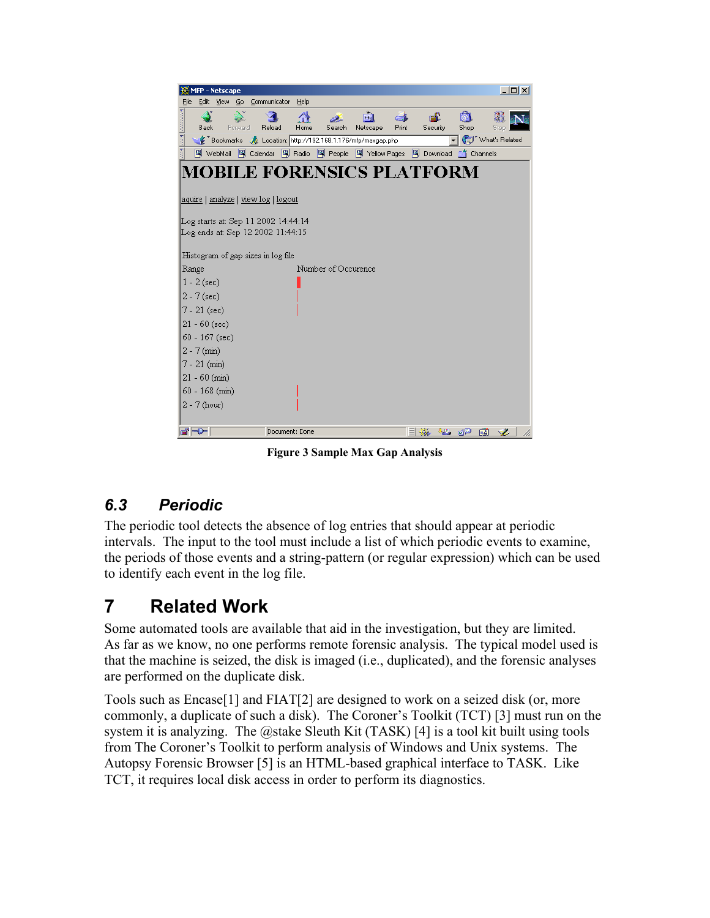Figure 3 Sample Max Gap Analysis

## 6.3 Periodic

The periodic tool detects the absence of log entries that should appear at periodic intervals. The input to the tool must include a list of which periodic events to examine, the periods of those events and a string-pattern (or regular expression) which can be used to identify each event in the log file.

# 7 Related Work

Some automated tools are available that aid in the investigation, but they are limited. As far as we know, no one performs remote forensic analysis. The typical model used is that the machine is seized, the disk is imaged (i.e., duplicated), and the forensic analyses are performed on the duplicate disk.

Tools such as Encase[1] and FIAT[2] are designed to work on a seized disk (or, more commonly, a duplicate of such a disk). The Coroner's Toolkit (TCT) [3] must run on the system it is analyzing. The @stake Sleuth Kit (TASK) [4] is a tool kit built using tools from The Coroner's Toolkit to perform analysis of Windows and Unix systems. The Autopsy Forensic Browser [5] is an HTML-based graphical interface to TASK. Like TCT, it requires local disk access in order to perform its diagnostics.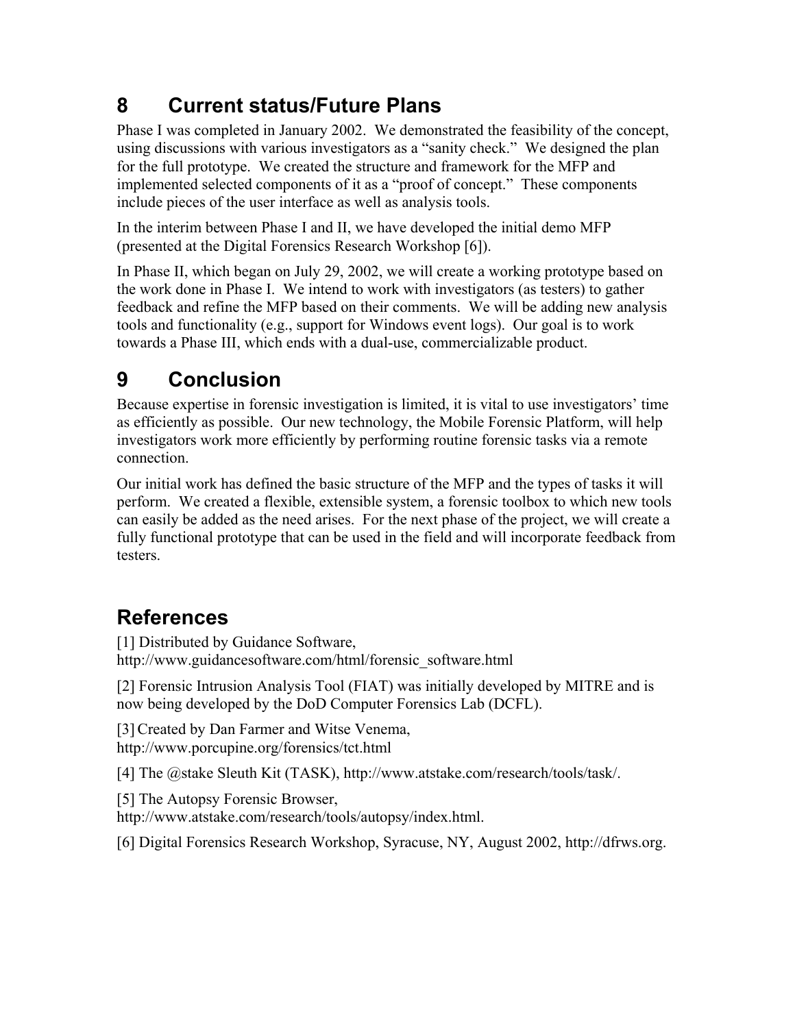## 8 Current status/Future Plans

Phase I was completed in January 2002. We demonstrated the feasibility of the concept, using discussions with various investigators as a "sanity check." We designed the plan for the full prototype. We created the structure and framework for the MFP and implemented selected components of it as a "proof of concept." These components include pieces of the user interface as well as analysis tools.

In the interim between Phase I and II, we have developed the initial demo MFP (presented at the Digital Forensics Research Workshop [6]).

In Phase II, which began on July 29, 2002, we will create a working prototype based on the work done in Phase I. We intend to work with investigators (as testers) to gather feedback and refine the MFP based on their comments. We will be adding new analysis tools and functionality (e.g., support for Windows event logs). Our goal is to work towards a Phase III, which ends with a dual-use, commercializable product.

## 9 Conclusion

Because expertise in forensic investigation is limited, it is vital to use investigators' time as efficiently as possible. Our new technology, the Mobile Forensic Platform, will help investigators work more efficiently by performing routine forensic tasks via a remote connection.

Our initial work has defined the basic structure of the MFP and the types of tasks it will perform. We created a flexible, extensible system, a forensic toolbox to which new tools can easily be added as the need arises. For the next phase of the project, we will create a fully functional prototype that can be used in the field and will incorporate feedback from testers.

## References

[1] Distributed by Guidance Software, http://www.guidancesoftware.com/html/forensic_software.html

[2] Forensic Intrusion Analysis Tool (FIAT) was initially developed by MITRE and is now being developed by the DoD Computer Forensics Lab (DCFL).

[3] Created by Dan Farmer and Witse Venema, http://www.porcupine.org/forensics/tct.html

[4] The @stake Sleuth Kit (TASK), http://www.atstake.com/research/tools/task/.

[5] The Autopsy Forensic Browser, http://www.atstake.com/research/tools/autopsy/index.html.

[6] Digital Forensics Research Workshop, Syracuse, NY, August 2002, http://dfrws.org.